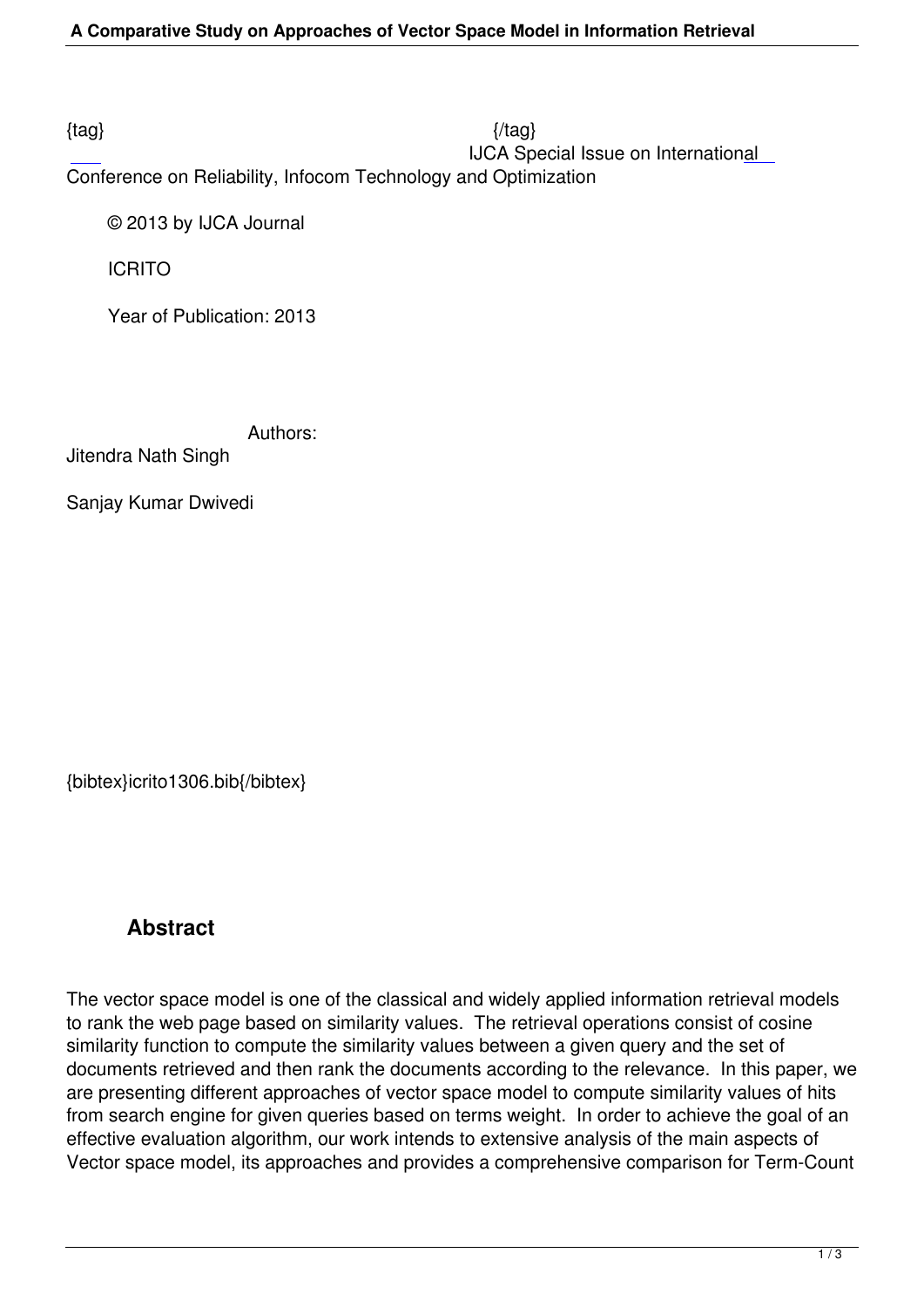{tag} {/tag}

IJCA Special Issue on International Conference on Reliability, Infocom Technology and Optimization

© 2013 by IJCA Journal

ICRITO

Year of Publication: 2013

Authors:

Jitendra Nath Singh

Sanjay Kumar Dwivedi

{bibtex}icrito1306.bib{/bibtex}

## Abstract

The vector space model is one of the classical and widely applied information retrieval models to rank the web page based on similarity values. The retrieval operations consist of cosine similarity function to compute the similarity values between a given query and the set of documents retrieved and then rank the documents according to the relevance. In this paper, we are presenting different approaches of vector space model to compute similarity values of hits from search engine for given queries based on terms weight. In order to achieve the goal of an effective evaluation algorithm, our work intends to extensive analysis of the main aspects of Vector space model, its approaches and provides a comprehensive comparison for Term-Count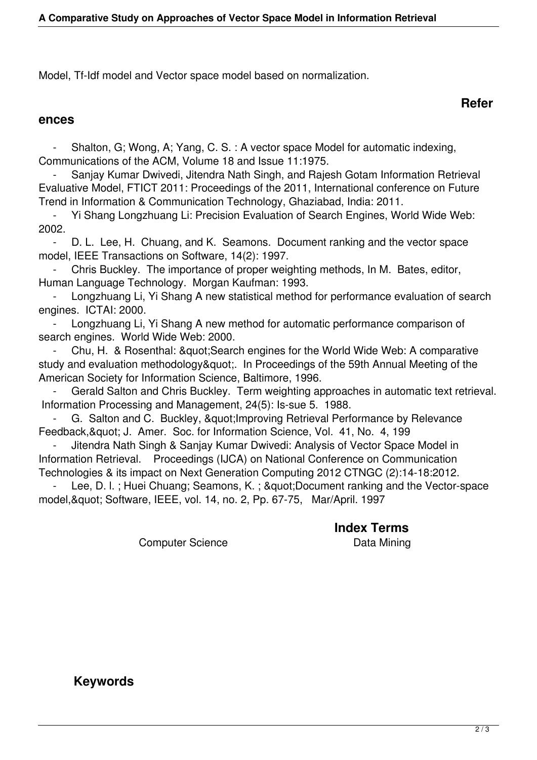Model, Tf-Idf model and Vector space model based on normalization.

## References

- Shalton, G; Wong, A; Yang, C. S. : A vector space Model for automatic indexing, Communications of the ACM, Volume 18 and Issue 11:1975.
- Sanjay Kumar Dwivedi, Jitendra Nath Singh, and Rajesh Gotam Information Retrieval Evaluative Model, FTICT 2011: Proceedings of the 2011, International conference on Future Trend in Information & Communication Technology, Ghaziabad, India: 2011.
- Yi Shang Longzhuang Li: Precision Evaluation of Search Engines, World Wide Web: 2002.
- D. L. Lee, H. Chuang, and K. Seamons. Document ranking and the vector space model, IEEE Transactions on Software, 14(2): 1997.
- Chris Buckley. The importance of proper weighting methods, In M. Bates, editor, Human Language Technology. Morgan Kaufman: 1993.
- Longzhuang Li, Yi Shang A new statistical method for performance evaluation of search engines. ICTAI: 2000.
- Longzhuang Li, Yi Shang A new method for automatic performance comparison of search engines. World Wide Web: 2000.
- Chu, H. & Rosenthal: &quot;Search engines for the World Wide Web: A comparative study and evaluation methodology&quot;. In Proceedings of the 59th Annual Meeting of the American Society for Information Science, Baltimore, 1996.
- Gerald Salton and Chris Buckley. Term weighting approaches in automatic text retrieval. Information Processing and Management, 24(5): Is-sue 5. 1988.
- G. Salton and C. Buckley, &quot;Improving Retrieval Performance by Relevance Feedback,&quot; J. Amer. Soc. for Information Science, Vol. 41, No. 4, 199
- Jitendra Nath Singh & Sanjay Kumar Dwivedi: Analysis of Vector Space Model in Information Retrieval. Proceedings (IJCA) on National Conference on Communication Technologies & its impact on Next Generation Computing 2012 CTNGC (2):14-18:2012.
- Lee, D. l. ; Huei Chuang; Seamons, K. ; &quot;Document ranking and the Vector-space model,&quot; Software, IEEE, vol. 14, no. 2, Pp. 67-75, Mar/April. 1997

## Index Terms

Computer Science Data Mining

## Keywords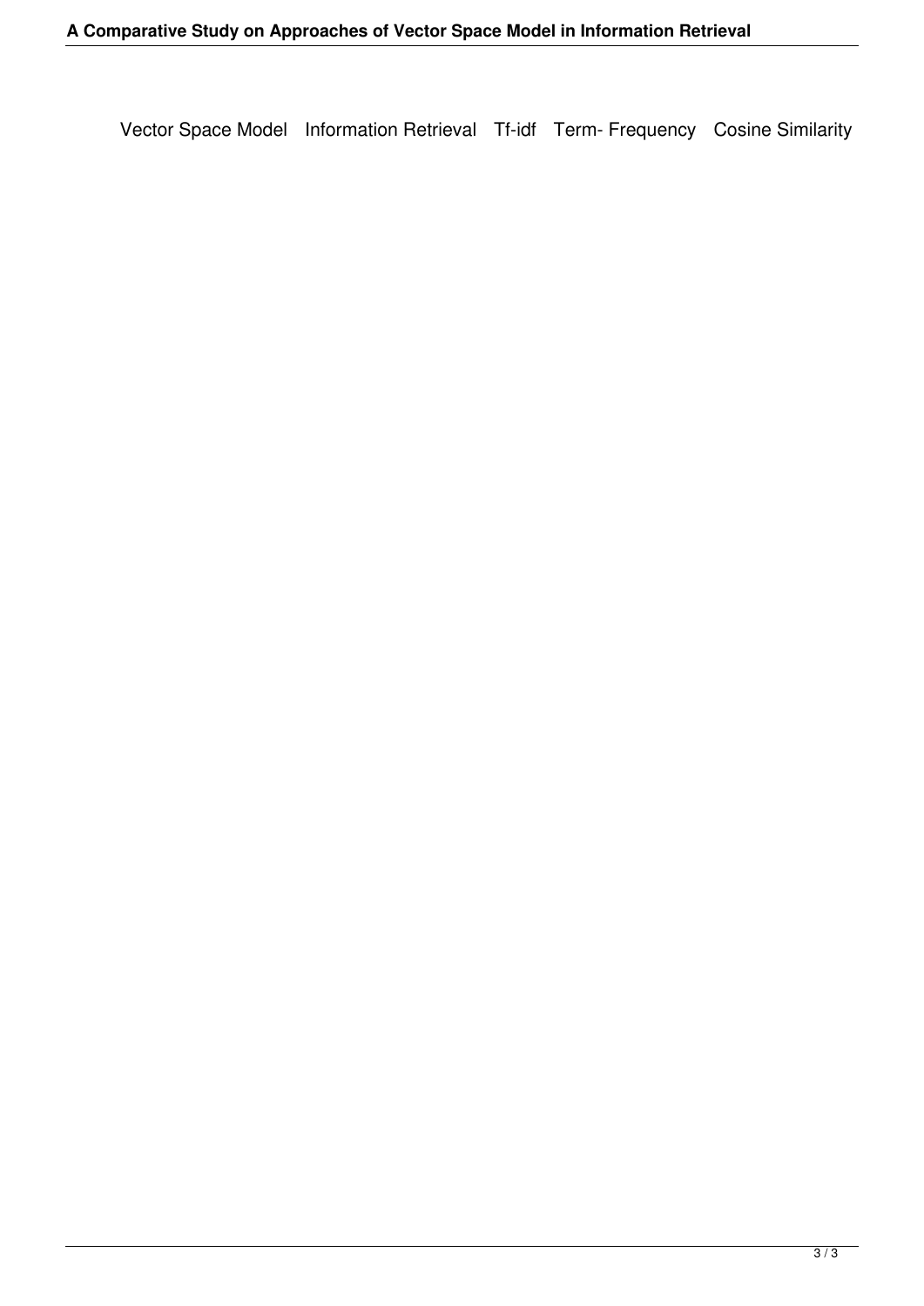Vector Space Model   Information Retrieval   Tf-idf   Term- Frequency   Cosine Similarity